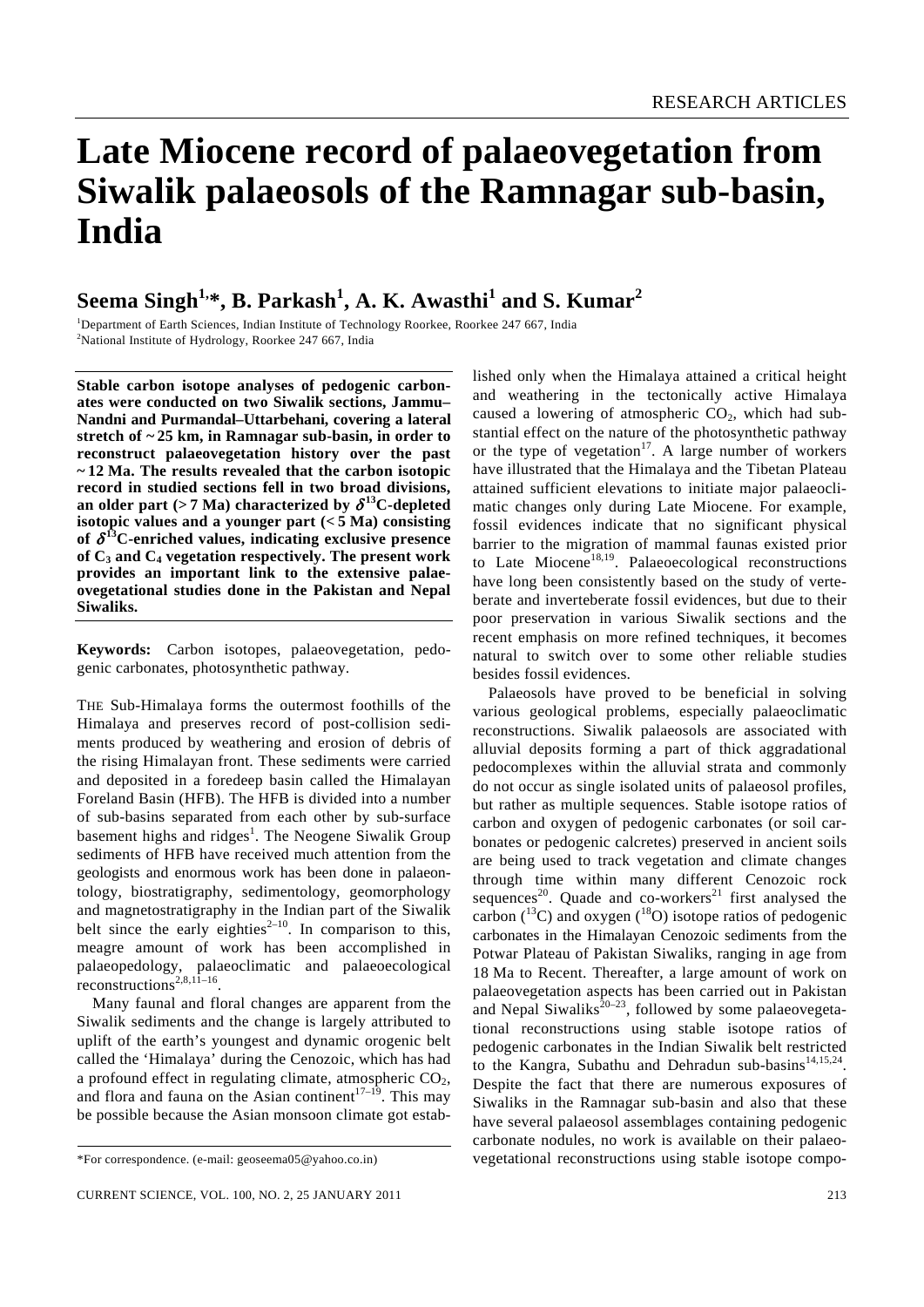# Late Miocene record of palaeovegetation from Siwalik palaeosols of the Ramnagar sub-basin, India

## Seema Singh[1,*], B. Parkash[1], A. K. Awasthi[1] and S. Kumar[2]

[1]Department of Earth Sciences, Indian Institute of Technology Roorkee, Roorkee 247 667, India
[2]National Institute of Hydrology, Roorkee 247 667, India

**Stable carbon isotope analyses of pedogenic carbonates were conducted on two Siwalik sections, Jammu–Nandni and Purmandal–Uttarbehani, covering a lateral stretch of ~25 km, in Ramnagar sub-basin, in order to reconstruct palaeovegetation history over the past ~12 Ma. The results revealed that the carbon isotopic record in studied sections fell in two broad divisions, an older part (> 7 Ma) characterized by $\delta^{13}$C-depleted isotopic values and a younger part (< 5 Ma) consisting of $\delta^{13}$C-enriched values, indicating exclusive presence of $C_3$ and $C_4$ vegetation respectively. The present work provides an important link to the extensive palaeovegetational studies done in the Pakistan and Nepal Siwaliks.**

**Keywords:** Carbon isotopes, palaeovegetation, pedogenic carbonates, photosynthetic pathway.

THE Sub-Himalaya forms the outermost foothills of the Himalaya and preserves record of post-collision sediments produced by weathering and erosion of debris of the rising Himalayan front. These sediments were carried and deposited in a foredeep basin called the Himalayan Foreland Basin (HFB). The HFB is divided into a number of sub-basins separated from each other by sub-surface basement highs and ridges[1]. The Neogene Siwalik Group sediments of HFB have received much attention from the geologists and enormous work has been done in palaeontology, biostratigraphy, sedimentology, geomorphology and magnetostratigraphy in the Indian part of the Siwalik belt since the early eighties[2–10]. In comparison to this, meagre amount of work has been accomplished in palaeopedology, palaeoclimatic and palaeoecological reconstructions[2,8,11–16].

Many faunal and floral changes are apparent from the Siwalik sediments and the change is largely attributed to uplift of the earth's youngest and dynamic orogenic belt called the 'Himalaya' during the Cenozoic, which has had a profound effect in regulating climate, atmospheric $CO_2$, and flora and fauna on the Asian continent[17–19]. This may be possible because the Asian monsoon climate got established only when the Himalaya attained a critical height and weathering in the tectonically active Himalaya caused a lowering of atmospheric $CO_2$, which had substantial effect on the nature of the photosynthetic pathway or the type of vegetation[17]. A large number of workers have illustrated that the Himalaya and the Tibetan Plateau attained sufficient elevations to initiate major palaeoclimatic changes only during Late Miocene. For example, fossil evidences indicate that no significant physical barrier to the migration of mammal faunas existed prior to Late Miocene[18,19]. Palaeoecological reconstructions have long been consistently based on the study of verteberate and inverteberate fossil evidences, but due to their poor preservation in various Siwalik sections and the recent emphasis on more refined techniques, it becomes natural to switch over to some other reliable studies besides fossil evidences.

Palaeosols have proved to be beneficial in solving various geological problems, especially palaeoclimatic reconstructions. Siwalik palaeosols are associated with alluvial deposits forming a part of thick aggradational pedocomplexes within the alluvial strata and commonly do not occur as single isolated units of palaeosol profiles, but rather as multiple sequences. Stable isotope ratios of carbon and oxygen of pedogenic carbonates (or soil carbonates or pedogenic calcretes) preserved in ancient soils are being used to track vegetation and climate changes through time within many different Cenozoic rock sequences[20]. Quade and co-workers[21] first analysed the carbon ($^{13}$C) and oxygen ($^{18}$O) isotope ratios of pedogenic carbonates in the Himalayan Cenozoic sediments from the Potwar Plateau of Pakistan Siwaliks, ranging in age from 18 Ma to Recent. Thereafter, a large amount of work on palaeovegetation aspects has been carried out in Pakistan and Nepal Siwaliks[20–23], followed by some palaeovegetational reconstructions using stable isotope ratios of pedogenic carbonates in the Indian Siwalik belt restricted to the Kangra, Subathu and Dehradun sub-basins[14,15,24]. Despite the fact that there are numerous exposures of Siwaliks in the Ramnagar sub-basin and also that these have several palaeosol assemblages containing pedogenic carbonate nodules, no work is available on their palaeovegetational reconstructions using stable isotope compo-

*For correspondence. (e-mail: geoseema05@yahoo.co.in)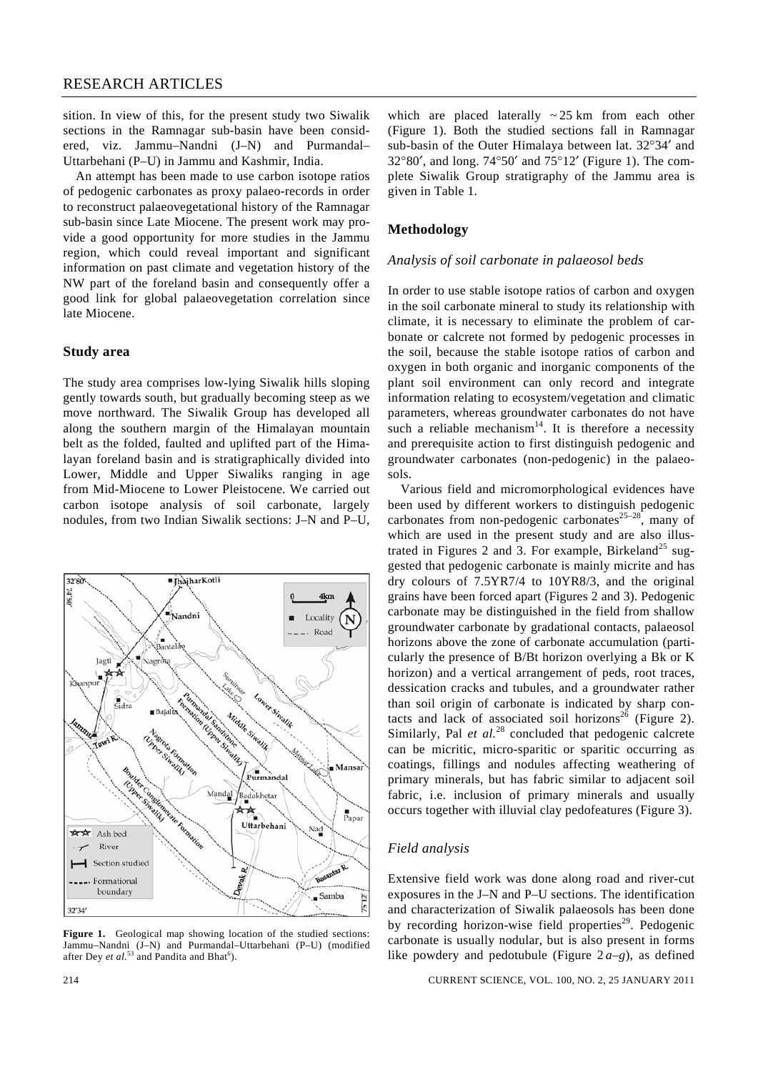sition. In view of this, for the present study two Siwalik sections in the Ramnagar sub-basin have been considered, viz. Jammu–Nandni (J–N) and Purmandal–Uttarbehani (P–U) in Jammu and Kashmir, India.

An attempt has been made to use carbon isotope ratios of pedogenic carbonates as proxy palaeo-records in order to reconstruct palaeovegetational history of the Ramnagar sub-basin since Late Miocene. The present work may provide a good opportunity for more studies in the Jammu region, which could reveal important and significant information on past climate and vegetation history of the NW part of the foreland basin and consequently offer a good link for global palaeovegetation correlation since late Miocene.

## Study area

The study area comprises low-lying Siwalik hills sloping gently towards south, but gradually becoming steep as we move northward. The Siwalik Group has developed all along the southern margin of the Himalayan mountain belt as the folded, faulted and uplifted part of the Himalayan foreland basin and is stratigraphically divided into Lower, Middle and Upper Siwaliks ranging in age from Mid-Miocene to Lower Pleistocene. We carried out carbon isotope analysis of soil carbonate, largely nodules, from two Indian Siwalik sections: J–N and P–U, which are placed laterally ~ 25 km from each other (Figure 1). Both the studied sections fall in Ramnagar sub-basin of the Outer Himalaya between lat. 32°34′ and 32°80′, and long. 74°50′ and 75°12′ (Figure 1). The complete Siwalik Group stratigraphy of the Jammu area is given in Table 1.

**Figure 1.** Geological map showing location of the studied sections: Jammu–Nandni (J–N) and Purmandal–Uttarbehani (P–U) (modified after Dey *et al.*[53] and Pandita and Bhat[6]).

## Methodology

### *Analysis of soil carbonate in palaeosol beds*

In order to use stable isotope ratios of carbon and oxygen in the soil carbonate mineral to study its relationship with climate, it is necessary to eliminate the problem of carbonate or calcrete not formed by pedogenic processes in the soil, because the stable isotope ratios of carbon and oxygen in both organic and inorganic components of the plant soil environment can only record and integrate information relating to ecosystem/vegetation and climatic parameters, whereas groundwater carbonates do not have such a reliable mechanism[14]. It is therefore a necessity and prerequisite action to first distinguish pedogenic and groundwater carbonates (non-pedogenic) in the palaeosols.

Various field and micromorphological evidences have been used by different workers to distinguish pedogenic carbonates from non-pedogenic carbonates[25–28], many of which are used in the present study and are also illustrated in Figures 2 and 3. For example, Birkeland[25] suggested that pedogenic carbonate is mainly micrite and has dry colours of 7.5YR7/4 to 10YR8/3, and the original grains have been forced apart (Figures 2 and 3). Pedogenic carbonate may be distinguished in the field from shallow groundwater carbonate by gradational contacts, palaeosol horizons above the zone of carbonate accumulation (particularly the presence of B/Bt horizon overlying a Bk or K horizon) and a vertical arrangement of peds, root traces, dessication cracks and tubules, and a groundwater rather than soil origin of carbonate is indicated by sharp contacts and lack of associated soil horizons[26] (Figure 2). Similarly, Pal *et al.*[28] concluded that pedogenic calcrete can be micritic, micro-sparitic or sparitic occurring as coatings, fillings and nodules affecting weathering of primary minerals, but has fabric similar to adjacent soil fabric, i.e. inclusion of primary minerals and usually occurs together with illuvial clay pedofeatures (Figure 3).

### *Field analysis*

Extensive field work was done along road and river-cut exposures in the J–N and P–U sections. The identification and characterization of Siwalik palaeosols has been done by recording horizon-wise field properties[29]. Pedogenic carbonate is usually nodular, but is also present in forms like powdery and pedotubule (Figure 2 *a–g*), as defined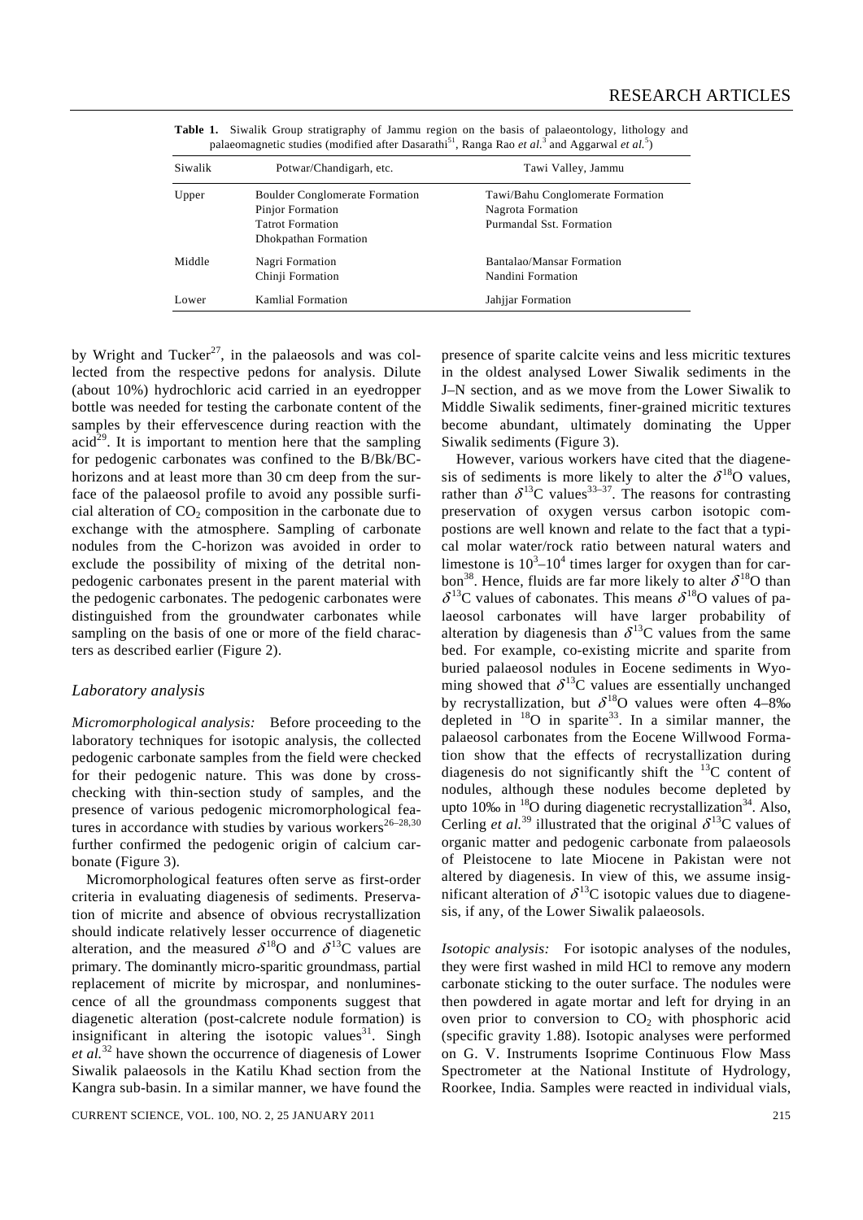**Table 1.** Siwalik Group stratigraphy of Jammu region on the basis of palaeontology, lithology and palaeomagnetic studies (modified after Dasarathi[51], Ranga Rao *et al.*[3] and Aggarwal *et al.*[5])

| Siwalik | Potwar/Chandigarh, etc. | Tawi Valley, Jammu |
|---|---|---|
| Upper | Boulder Conglomerate Formation<br>Pinjor Formation<br>Tatrot Formation<br>Dhokpathan Formation | Tawi/Bahu Conglomerate Formation<br>Nagrota Formation<br>Purmandal Sst. Formation |
| Middle | Nagri Formation<br>Chinji Formation | Bantalao/Mansar Formation<br>Nandini Formation |
| Lower | Kamlial Formation | Jahjjar Formation |

by Wright and Tucker[27], in the palaeosols and was collected from the respective pedons for analysis. Dilute (about 10%) hydrochloric acid carried in an eyedropper bottle was needed for testing the carbonate content of the samples by their effervescence during reaction with the acid[29]. It is important to mention here that the sampling for pedogenic carbonates was confined to the B/Bk/BC-horizons and at least more than 30 cm deep from the surface of the palaeosol profile to avoid any possible surficial alteration of $CO_2$ composition in the carbonate due to exchange with the atmosphere. Sampling of carbonate nodules from the C-horizon was avoided in order to exclude the possibility of mixing of the detrital non-pedogenic carbonates present in the parent material with the pedogenic carbonates. The pedogenic carbonates were distinguished from the groundwater carbonates while sampling on the basis of one or more of the field characters as described earlier (Figure 2).

## Laboratory analysis

*Micromorphological analysis:* Before proceeding to the laboratory techniques for isotopic analysis, the collected pedogenic carbonate samples from the field were checked for their pedogenic nature. This was done by cross-checking with thin-section study of samples, and the presence of various pedogenic micromorphological features in accordance with studies by various workers[26–28,30] further confirmed the pedogenic origin of calcium carbonate (Figure 3).

Micromorphological features often serve as first-order criteria in evaluating diagenesis of sediments. Preservation of micrite and absence of obvious recrystallization should indicate relatively lesser occurrence of diagenetic alteration, and the measured $\delta^{18}O$ and $\delta^{13}C$ values are primary. The dominantly micro-sparitic groundmass, partial replacement of micrite by microspar, and nonluminescence of all the groundmass components suggest that diagenetic alteration (post-calcrete nodule formation) is insignificant in altering the isotopic values[31]. Singh *et al.*[32] have shown the occurrence of diagenesis of Lower Siwalik palaeosols in the Katilu Khad section from the Kangra sub-basin. In a similar manner, we have found the presence of sparite calcite veins and less micritic textures in the oldest analysed Lower Siwalik sediments in the J–N section, and as we move from the Lower Siwalik to Middle Siwalik sediments, finer-grained micritic textures become abundant, ultimately dominating the Upper Siwalik sediments (Figure 3).

However, various workers have cited that the diagenesis of sediments is more likely to alter the $\delta^{18}O$ values, rather than $\delta^{13}C$ values[33–37]. The reasons for contrasting preservation of oxygen versus carbon isotopic compositions are well known and relate to the fact that a typical molar water/rock ratio between natural waters and limestone is $10^3$–$10^4$ times larger for oxygen than for carbon[38]. Hence, fluids are far more likely to alter $\delta^{18}O$ than $\delta^{13}C$ values of cabonates. This means $\delta^{18}O$ values of palaeosol carbonates will have larger probability of alteration by diagenesis than $\delta^{13}C$ values from the same bed. For example, co-existing micrite and sparite from buried palaeosol nodules in Eocene sediments in Wyoming showed that $\delta^{13}C$ values are essentially unchanged by recrystallization, but $\delta^{18}O$ values were often 4–8‰ depleted in $^{18}O$ in sparite[33]. In a similar manner, the palaeosol carbonates from the Eocene Willwood Formation show that the effects of recrystallization during diagenesis do not significantly shift the $^{13}C$ content of nodules, although these nodules become depleted by upto 10‰ in $^{18}O$ during diagenetic recrystallization[34]. Also, Cerling *et al.*[39] illustrated that the original $\delta^{13}C$ values of organic matter and pedogenic carbonate from palaeosols of Pleistocene to late Miocene in Pakistan were not altered by diagenesis. In view of this, we assume insignificant alteration of $\delta^{13}C$ isotopic values due to diagenesis, if any, of the Lower Siwalik palaeosols.

*Isotopic analysis:* For isotopic analyses of the nodules, they were first washed in mild HCl to remove any modern carbonate sticking to the outer surface. The nodules were then powdered in agate mortar and left for drying in an oven prior to conversion to $CO_2$ with phosphoric acid (specific gravity 1.88). Isotopic analyses were performed on G. V. Instruments Isoprime Continuous Flow Mass Spectrometer at the National Institute of Hydrology, Roorkee, India. Samples were reacted in individual vials,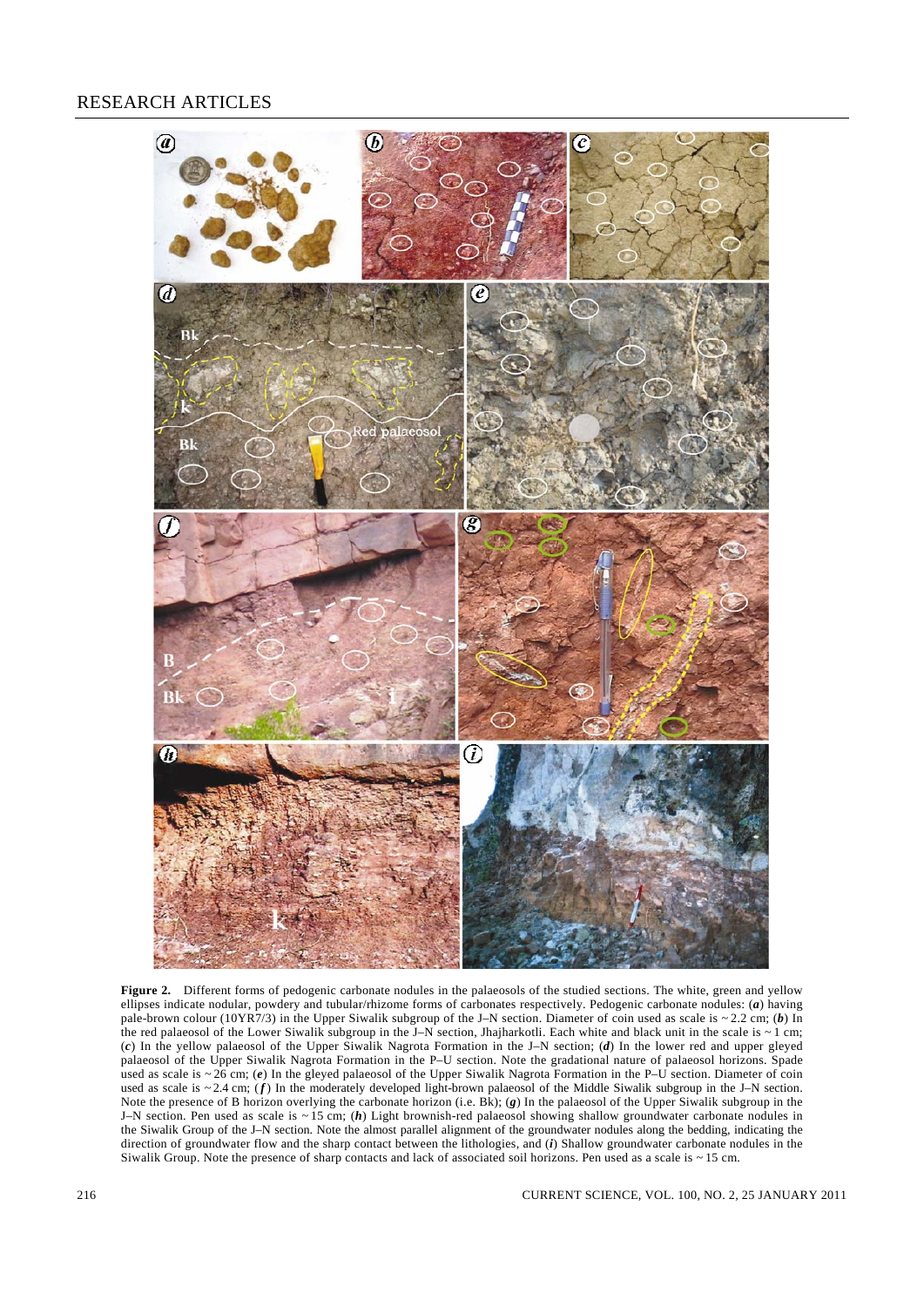**Figure 2.** Different forms of pedogenic carbonate nodules in the palaeosols of the studied sections. The white, green and yellow ellipses indicate nodular, powdery and tubular/rhizome forms of carbonates respectively. Pedogenic carbonate nodules: (***a***) having pale-brown colour (10YR7/3) in the Upper Siwalik subgroup of the J–N section. Diameter of coin used as scale is ~ 2.2 cm; (***b***) In the red palaeosol of the Lower Siwalik subgroup in the J–N section, Jhajharkotli. Each white and black unit in the scale is ~ 1 cm; (***c***) In the yellow palaeosol of the Upper Siwalik Nagrota Formation in the J–N section; (***d***) In the lower red and upper gleyed palaeosol of the Upper Siwalik Nagrota Formation in the P–U section. Note the gradational nature of palaeosol horizons. Spade used as scale is ~ 26 cm; (***e***) In the gleyed palaeosol of the Upper Siwalik Nagrota Formation in the P–U section. Diameter of coin used as scale is ~ 2.4 cm; (***f***) In the moderately developed light-brown palaeosol of the Middle Siwalik subgroup in the J–N section. Note the presence of B horizon overlying the carbonate horizon (i.e. Bk); (***g***) In the palaeosol of the Upper Siwalik subgroup in the J–N section. Pen used as scale is ~ 15 cm; (***h***) Light brownish-red palaeosol showing shallow groundwater carbonate nodules in the Siwalik Group of the J–N section. Note the almost parallel alignment of the groundwater nodules along the bedding, indicating the direction of groundwater flow and the sharp contact between the lithologies, and (***i***) Shallow groundwater carbonate nodules in the Siwalik Group. Note the presence of sharp contacts and lack of associated soil horizons. Pen used as a scale is ~ 15 cm.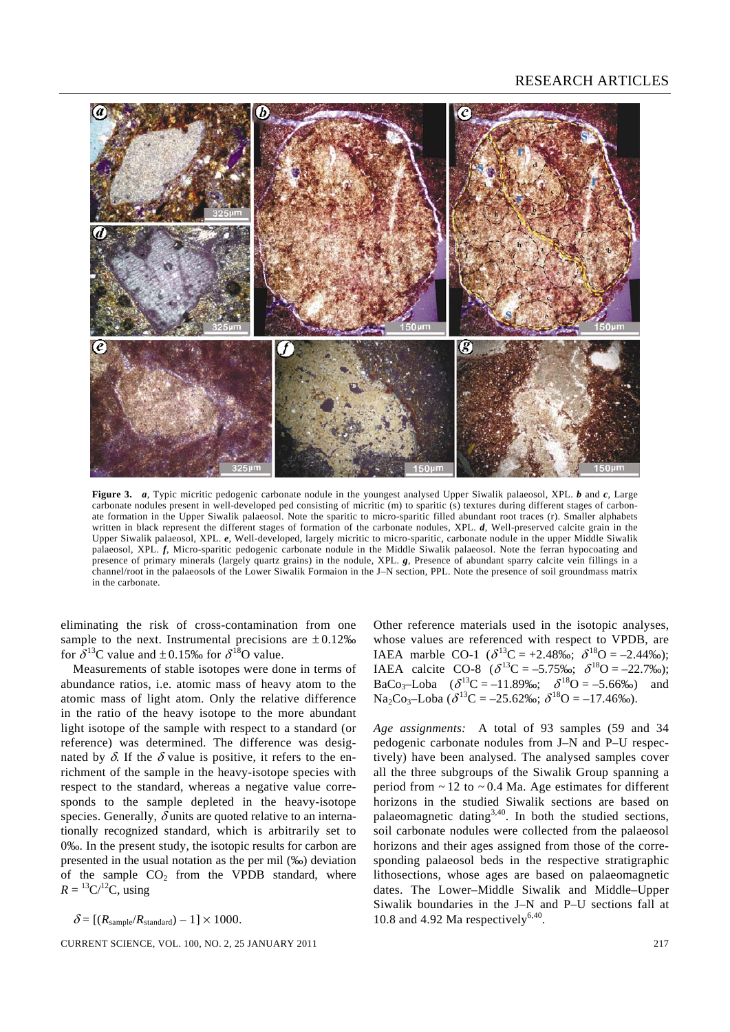**Figure 3.** ***a***, Typic micritic pedogenic carbonate nodule in the youngest analysed Upper Siwalik palaeosol, XPL. ***b*** and ***c***, Large carbonate nodules present in well-developed ped consisting of micritic (m) to sparitic (s) textures during different stages of carbonate formation in the Upper Siwalik palaeosol. Note the sparitic to micro-sparitic filled abundant root traces (r). Smaller alphabets written in black represent the different stages of formation of the carbonate nodules, XPL. ***d***, Well-preserved calcite grain in the Upper Siwalik palaeosol, XPL. ***e***, Well-developed, largely micritic to micro-sparitic, carbonate nodule in the upper Middle Siwalik palaeosol, XPL. ***f***, Micro-sparitic pedogenic carbonate nodule in the Middle Siwalik palaeosol. Note the ferran hypocoating and presence of primary minerals (largely quartz grains) in the nodule, XPL. ***g***, Presence of abundant sparry calcite vein fillings in a channel/root in the palaeosols of the Lower Siwalik Formaion in the J–N section, PPL. Note the presence of soil groundmass matrix in the carbonate.

eliminating the risk of cross-contamination from one sample to the next. Instrumental precisions are $\pm 0.12$‰ for $\delta^{13}C$ value and $\pm 0.15$‰ for $\delta^{18}O$ value.

Measurements of stable isotopes were done in terms of abundance ratios, i.e. atomic mass of heavy atom to the atomic mass of light atom. Only the relative difference in the ratio of the heavy isotope to the more abundant light isotope of the sample with respect to a standard (or reference) was determined. The difference was designated by $\delta$. If the $\delta$ value is positive, it refers to the enrichment of the sample in the heavy-isotope species with respect to the standard, whereas a negative value corresponds to the sample depleted in the heavy-isotope species. Generally, $\delta$ units are quoted relative to an internationally recognized standard, which is arbitrarily set to 0‰. In the present study, the isotopic results for carbon are presented in the usual notation as the per mil (‰) deviation of the sample $CO_2$ from the VPDB standard, where $R = {}^{13}C/{}^{12}C$, using

$$\delta = [(R_{\text{sample}}/R_{\text{standard}}) - 1] \times 1000.$$

Other reference materials used in the isotopic analyses, whose values are referenced with respect to VPDB, are IAEA marble CO-1 ($\delta^{13}C = +2.48$‰; $\delta^{18}O = -2.44$‰); IAEA calcite CO-8 ($\delta^{13}C = -5.75$‰; $\delta^{18}O = -22.7$‰); $BaCo_3$–Loba ($\delta^{13}C = -11.89$‰; $\delta^{18}O = -5.66$‰) and $Na_2Co_3$–Loba ($\delta^{13}C = -25.62$‰; $\delta^{18}O = -17.46$‰).

*Age assignments:* A total of 93 samples (59 and 34 pedogenic carbonate nodules from J–N and P–U respectively) have been analysed. The analysed samples cover all the three subgroups of the Siwalik Group spanning a period from ~ 12 to ~ 0.4 Ma. Age estimates for different horizons in the studied Siwalik sections are based on palaeomagnetic dating[3,40]. In both the studied sections, soil carbonate nodules were collected from the palaeosol horizons and their ages assigned from those of the corresponding palaeosol beds in the respective stratigraphic lithosections, whose ages are based on palaeomagnetic dates. The Lower–Middle Siwalik and Middle–Upper Siwalik boundaries in the J–N and P–U sections fall at 10.8 and 4.92 Ma respectively[6,40].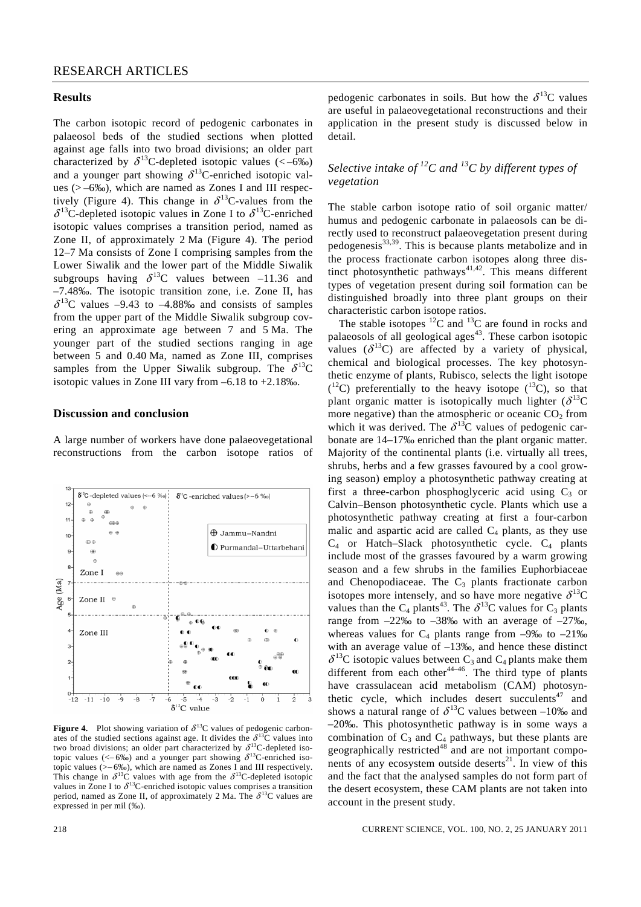## Results

The carbon isotopic record of pedogenic carbonates in palaeosol beds of the studied sections when plotted against age falls into two broad divisions; an older part characterized by $\delta^{13}$C-depleted isotopic values (< –6‰) and a younger part showing $\delta^{13}$C-enriched isotopic values (> –6‰), which are named as Zones I and III respectively (Figure 4). This change in $\delta^{13}$C-values from the $\delta^{13}$C-depleted isotopic values in Zone I to $\delta^{13}$C-enriched isotopic values comprises a transition period, named as Zone II, of approximately 2 Ma (Figure 4). The period 12–7 Ma consists of Zone I comprising samples from the Lower Siwalik and the lower part of the Middle Siwalik subgroups having $\delta^{13}$C values between –11.36 and –7.48‰. The isotopic transition zone, i.e. Zone II, has $\delta^{13}$C values –9.43 to –4.88‰ and consists of samples from the upper part of the Middle Siwalik subgroup covering an approximate age between 7 and 5 Ma. The younger part of the studied sections ranging in age between 5 and 0.40 Ma, named as Zone III, comprises samples from the Upper Siwalik subgroup. The $\delta^{13}$C isotopic values in Zone III vary from –6.18 to +2.18‰.

## Discussion and conclusion

A large number of workers have done palaeovegetational reconstructions from the carbon isotope ratios of pedogenic carbonates in soils. But how the $\delta^{13}$C values are useful in palaeovegetational reconstructions and their application in the present study is discussed below in detail.

**Figure 4.** Plot showing variation of $\delta^{13}$C values of pedogenic carbonates of the studied sections against age. It divides the $\delta^{13}$C values into two broad divisions; an older part characterized by $\delta^{13}$C-depleted isotopic values (< – 6‰) and a younger part showing $\delta^{13}$C-enriched isotopic values (> – 6‰), which are named as Zones I and III respectively. This change in $\delta^{13}$C values with age from the $\delta^{13}$C-depleted isotopic values in Zone I to $\delta^{13}$C-enriched isotopic values comprises a transition period, named as Zone II, of approximately 2 Ma. The $\delta^{13}$C values are expressed in per mil (‰).

### *Selective intake of $^{12}$C and $^{13}$C by different types of vegetation*

The stable carbon isotope ratio of soil organic matter/humus and pedogenic carbonate in palaeosols can be directly used to reconstruct palaeovegetation present during pedogenesis[33,39]. This is because plants metabolize and in the process fractionate carbon isotopes along three distinct photosynthetic pathways[41,42]. This means different types of vegetation present during soil formation can be distinguished broadly into three plant groups on their characteristic carbon isotope ratios.

The stable isotopes $^{12}$C and $^{13}$C are found in rocks and palaeosols of all geological ages[43]. These carbon isotopic values ($\delta^{13}$C) are affected by a variety of physical, chemical and biological processes. The key photosynthetic enzyme of plants, Rubisco, selects the light isotope ($^{12}$C) preferentially to the heavy isotope ($^{13}$C), so that plant organic matter is isotopically much lighter ($\delta^{13}$C more negative) than the atmospheric or oceanic $CO_2$ from which it was derived. The $\delta^{13}$C values of pedogenic carbonate are 14–17‰ enriched than the plant organic matter. Majority of the continental plants (i.e. virtually all trees, shrubs, herbs and a few grasses favoured by a cool growing season) employ a photosynthetic pathway creating at first a three-carbon phosphoglyceric acid using $C_3$ or Calvin–Benson photosynthetic cycle. Plants which use a photosynthetic pathway creating at first a four-carbon malic and aspartic acid are called $C_4$ plants, as they use $C_4$ or Hatch–Slack photosynthetic cycle. $C_4$ plants include most of the grasses favoured by a warm growing season and a few shrubs in the families Euphorbiaceae and Chenopodiaceae. The $C_3$ plants fractionate carbon isotopes more intensely, and so have more negative $\delta^{13}$C values than the $C_4$ plants[43]. The $\delta^{13}$C values for $C_3$ plants range from –22‰ to –38‰ with an average of –27‰, whereas values for $C_4$ plants range from –9‰ to –21‰ with an average value of –13‰, and hence these distinct $\delta^{13}$C isotopic values between $C_3$ and $C_4$ plants make them different from each other[44–46]. The third type of plants have crassulacean acid metabolism (CAM) photosynthetic cycle, which includes desert succulents[47] and shows a natural range of $\delta^{13}$C values between –10‰ and –20‰. This photosynthetic pathway is in some ways a combination of $C_3$ and $C_4$ pathways, but these plants are geographically restricted[48] and are not important components of any ecosystem outside deserts[21]. In view of this and the fact that the analysed samples do not form part of the desert ecosystem, these CAM plants are not taken into account in the present study.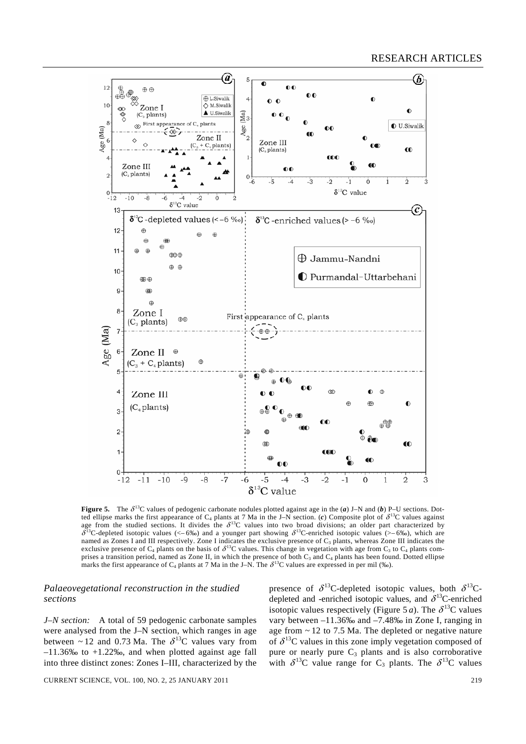**Figure 5.** The $\delta^{13}C$ values of pedogenic carbonate nodules plotted against age in the (*a*) J–N and (*b*) P–U sections. Dotted ellipse marks the first appearance of $C_4$ plants at 7 Ma in the J–N section. (*c*) Composite plot of $\delta^{13}C$ values against age from the studied sections. It divides the $\delta^{13}C$ values into two broad divisions; an older part characterized by $\delta^{13}C$-depleted isotopic values (<–6‰) and a younger part showing $\delta^{13}C$-enriched isotopic values (>–6‰), which are named as Zones I and III respectively. Zone I indicates the exclusive presence of $C_3$ plants, whereas Zone III indicates the exclusive presence of $C_4$ plants on the basis of $\delta^{13}C$ values. This change in vegetation with age from $C_3$ to $C_4$ plants comprises a transition period, named as Zone II, in which the presence of both $C_3$ and $C_4$ plants has been found. Dotted ellipse marks the first appearance of $C_4$ plants at 7 Ma in the J–N. The $\delta^{13}C$ values are expressed in per mil (‰).

### *Palaeovegetational reconstruction in the studied sections*

*J–N section:* A total of 59 pedogenic carbonate samples were analysed from the J–N section, which ranges in age between ~12 and 0.73 Ma. The $\delta^{13}C$ values vary from –11.36‰ to +1.22‰, and when plotted against age fall into three distinct zones: Zones I–III, characterized by the presence of $\delta^{13}C$-depleted isotopic values, both $\delta^{13}C$-depleted and -enriched isotopic values, and $\delta^{13}C$-enriched isotopic values respectively (Figure 5 *a*). The $\delta^{13}C$ values vary between –11.36‰ and –7.48‰ in Zone I, ranging in age from ~12 to 7.5 Ma. The depleted or negative nature of $\delta^{13}C$ values in this zone imply vegetation composed of pure or nearly pure $C_3$ plants and is also corroborative with $\delta^{13}C$ value range for $C_3$ plants. The $\delta^{13}C$ values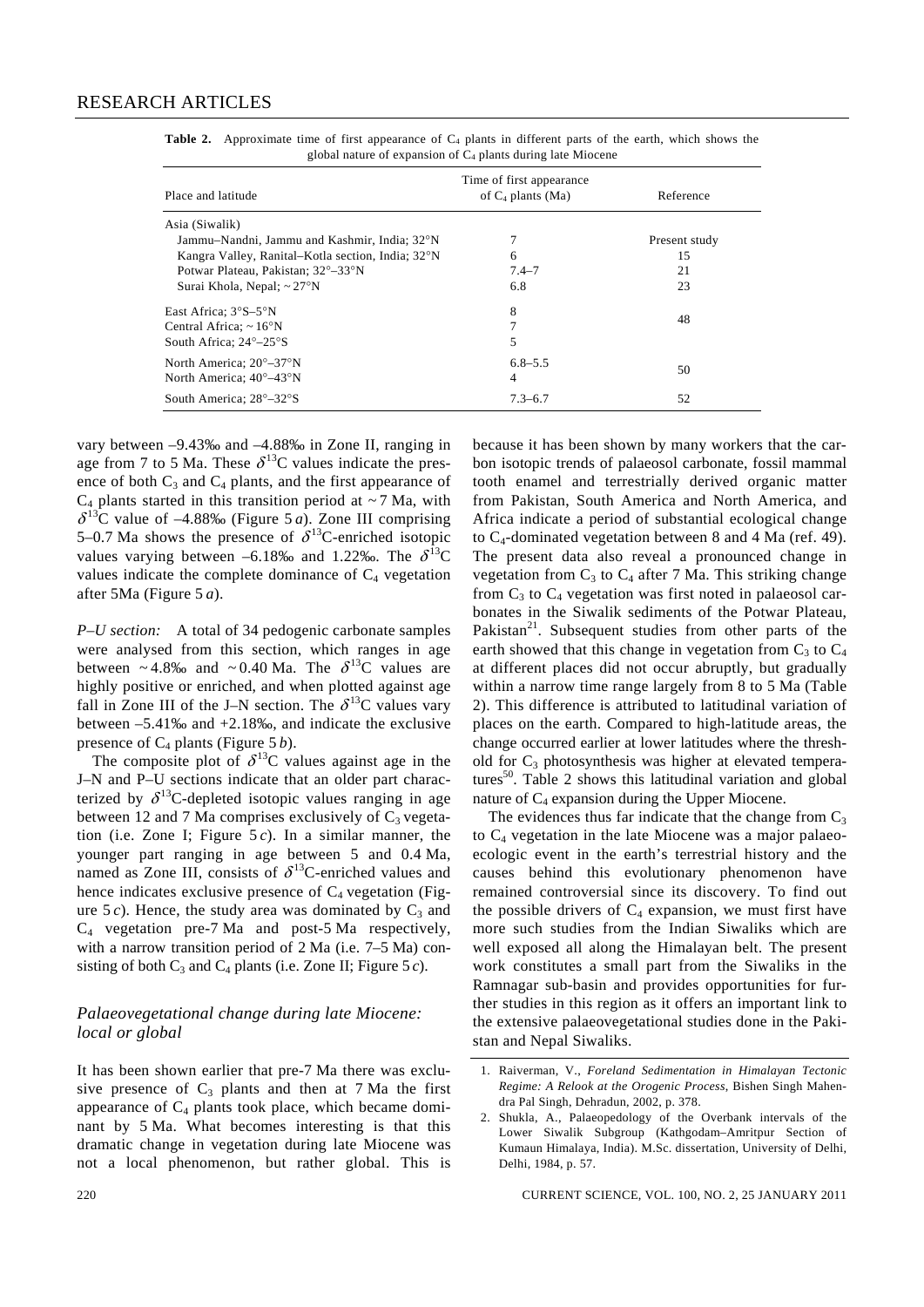**Table 2.** Approximate time of first appearance of $C_4$ plants in different parts of the earth, which shows the global nature of expansion of $C_4$ plants during late Miocene

| Place and latitude | Time of first appearance of $C_4$ plants (Ma) | Reference |
|---|---|---|
| Asia (Siwalik) | | |
| Jammu–Nandni, Jammu and Kashmir, India; 32°N | 7 | Present study |
| Kangra Valley, Ranital–Kotla section, India; 32°N | 6 | 15 |
| Potwar Plateau, Pakistan; 32°–33°N | 7.4–7 | 21 |
| Surai Khola, Nepal; ~ 27°N | 6.8 | 23 |
| East Africa; 3°S–5°N | 8 | 48 |
| Central Africa; ~ 16°N | 7 | |
| South Africa; 24°–25°S | 5 | |
| North America; 20°–37°N | 6.8–5.5 | 50 |
| North America; 40°–43°N | 4 | |
| South America; 28°–32°S | 7.3–6.7 | 52 |

vary between –9.43‰ and –4.88‰ in Zone II, ranging in age from 7 to 5 Ma. These $\delta^{13}C$ values indicate the presence of both $C_3$ and $C_4$ plants, and the first appearance of $C_4$ plants started in this transition period at ~ 7 Ma, with $\delta^{13}C$ value of –4.88‰ (Figure 5 *a*). Zone III comprising 5–0.7 Ma shows the presence of $\delta^{13}C$-enriched isotopic values varying between –6.18‰ and 1.22‰. The $\delta^{13}C$ values indicate the complete dominance of $C_4$ vegetation after 5Ma (Figure 5 *a*).

*P–U section:* A total of 34 pedogenic carbonate samples were analysed from this section, which ranges in age between ~ 4.8‰ and ~ 0.40 Ma. The $\delta^{13}C$ values are highly positive or enriched, and when plotted against age fall in Zone III of the J–N section. The $\delta^{13}C$ values vary between –5.41‰ and +2.18‰, and indicate the exclusive presence of $C_4$ plants (Figure 5 *b*).

The composite plot of $\delta^{13}C$ values against age in the J–N and P–U sections indicate that an older part characterized by $\delta^{13}C$-depleted isotopic values ranging in age between 12 and 7 Ma comprises exclusively of $C_3$ vegetation (i.e. Zone I; Figure 5 *c*). In a similar manner, the younger part ranging in age between 5 and 0.4 Ma, named as Zone III, consists of $\delta^{13}C$-enriched values and hence indicates exclusive presence of $C_4$ vegetation (Figure 5 *c*). Hence, the study area was dominated by $C_3$ and $C_4$ vegetation pre-7 Ma and post-5 Ma respectively, with a narrow transition period of 2 Ma (i.e. 7–5 Ma) consisting of both $C_3$ and $C_4$ plants (i.e. Zone II; Figure 5 *c*).

## *Palaeovegetational change during late Miocene: local or global*

It has been shown earlier that pre-7 Ma there was exclusive presence of $C_3$ plants and then at 7 Ma the first appearance of $C_4$ plants took place, which became dominant by 5 Ma. What becomes interesting is that this dramatic change in vegetation during late Miocene was not a local phenomenon, but rather global. This is because it has been shown by many workers that the carbon isotopic trends of palaeosol carbonate, fossil mammal tooth enamel and terrestrially derived organic matter from Pakistan, South America and North America, and Africa indicate a period of substantial ecological change to $C_4$-dominated vegetation between 8 and 4 Ma (ref. 49). The present data also reveal a pronounced change in vegetation from $C_3$ to $C_4$ after 7 Ma. This striking change from $C_3$ to $C_4$ vegetation was first noted in palaeosol carbonates in the Siwalik sediments of the Potwar Plateau, Pakistan[21]. Subsequent studies from other parts of the earth showed that this change in vegetation from $C_3$ to $C_4$ at different places did not occur abruptly, but gradually within a narrow time range largely from 8 to 5 Ma (Table 2). This difference is attributed to latitudinal variation of places on the earth. Compared to high-latitude areas, the change occurred earlier at lower latitudes where the threshold for $C_3$ photosynthesis was higher at elevated temperatures[50]. Table 2 shows this latitudinal variation and global nature of $C_4$ expansion during the Upper Miocene.

The evidences thus far indicate that the change from $C_3$ to $C_4$ vegetation in the late Miocene was a major palaeoecologic event in the earth's terrestrial history and the causes behind this evolutionary phenomenon have remained controversial since its discovery. To find out the possible drivers of $C_4$ expansion, we must first have more such studies from the Indian Siwaliks which are well exposed all along the Himalayan belt. The present work constitutes a small part from the Siwaliks in the Ramnagar sub-basin and provides opportunities for further studies in this region as it offers an important link to the extensive palaeovegetational studies done in the Pakistan and Nepal Siwaliks.

1. Raiverman, V., *Foreland Sedimentation in Himalayan Tectonic Regime: A Relook at the Orogenic Process*, Bishen Singh Mahendra Pal Singh, Dehradun, 2002, p. 378.
2. Shukla, A., Palaeopedology of the Overbank intervals of the Lower Siwalik Subgroup (Kathgodam–Amritpur Section of Kumaun Himalaya, India). M.Sc. dissertation, University of Delhi, Delhi, 1984, p. 57.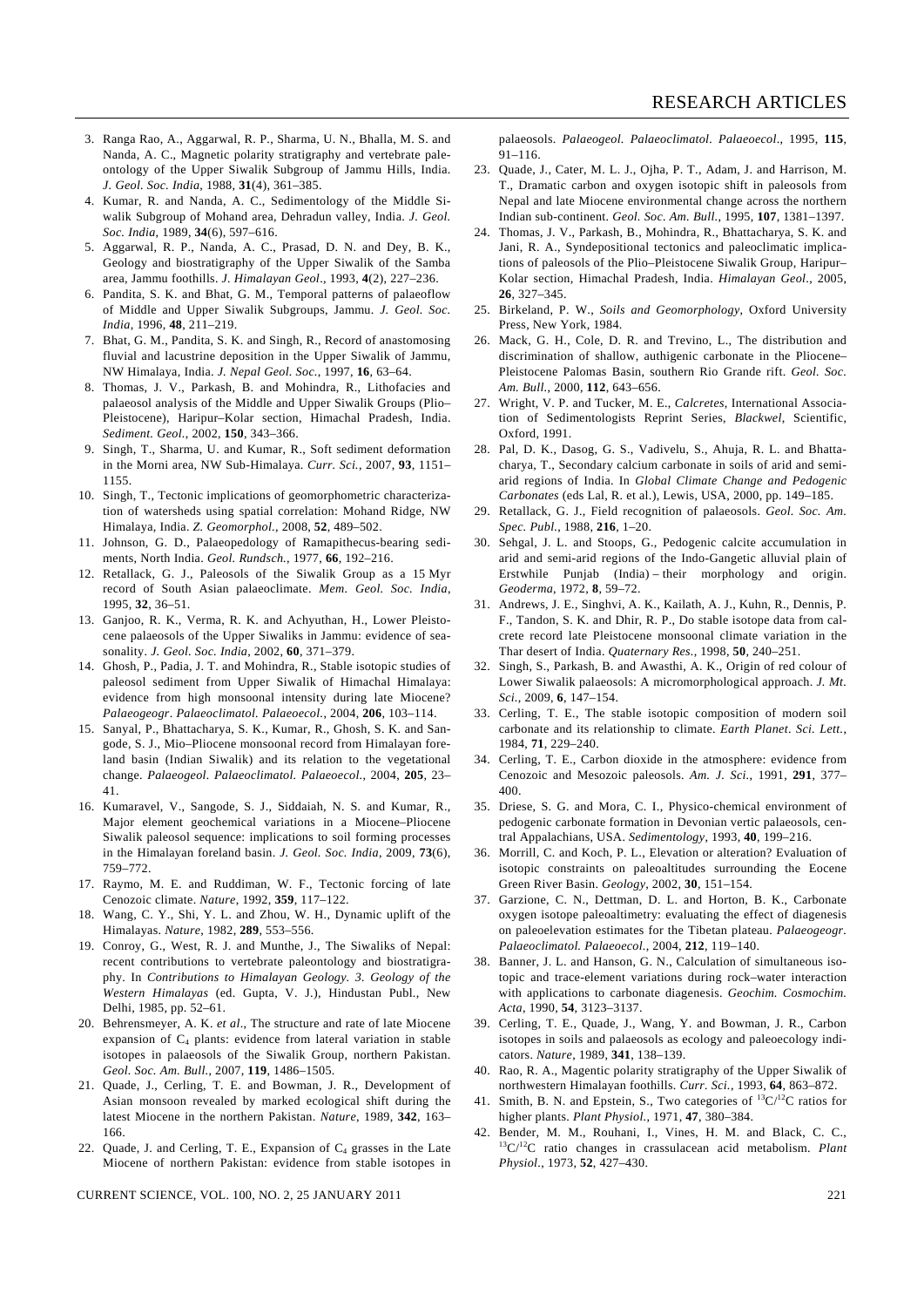3. Ranga Rao, A., Aggarwal, R. P., Sharma, U. N., Bhalla, M. S. and Nanda, A. C., Magnetic polarity stratigraphy and vertebrate paleontology of the Upper Siwalik Subgroup of Jammu Hills, India. *J. Geol. Soc. India*, 1988, **31**(4), 361–385.
4. Kumar, R. and Nanda, A. C., Sedimentology of the Middle Siwalik Subgroup of Mohand area, Dehradun valley, India. *J. Geol. Soc. India*, 1989, **34**(6), 597–616.
5. Aggarwal, R. P., Nanda, A. C., Prasad, D. N. and Dey, B. K., Geology and biostratigraphy of the Upper Siwalik of the Samba area, Jammu foothills. *J. Himalayan Geol*., 1993, **4**(2), 227–236.
6. Pandita, S. K. and Bhat, G. M., Temporal patterns of palaeoflow of Middle and Upper Siwalik Subgroups, Jammu. *J. Geol. Soc. India*, 1996, **48**, 211–219.
7. Bhat, G. M., Pandita, S. K. and Singh, R., Record of anastomosing fluvial and lacustrine deposition in the Upper Siwalik of Jammu, NW Himalaya, India. *J. Nepal Geol. Soc*., 1997, **16**, 63–64.
8. Thomas, J. V., Parkash, B. and Mohindra, R., Lithofacies and palaeosol analysis of the Middle and Upper Siwalik Groups (Plio–Pleistocene), Haripur–Kolar section, Himachal Pradesh, India. *Sediment. Geol.*, 2002, **150**, 343–366.
9. Singh, T., Sharma, U. and Kumar, R., Soft sediment deformation in the Morni area, NW Sub-Himalaya. *Curr. Sci.*, 2007, **93**, 1151–1155.
10. Singh, T., Tectonic implications of geomorphometric characterization of watersheds using spatial correlation: Mohand Ridge, NW Himalaya, India. *Z. Geomorphol.*, 2008, **52**, 489–502.
11. Johnson, G. D., Palaeopedology of Ramapithecus-bearing sediments, North India. *Geol. Rundsch.*, 1977, **66**, 192–216.
12. Retallack, G. J., Paleosols of the Siwalik Group as a 15 Myr record of South Asian palaeoclimate. *Mem. Geol. Soc. India*, 1995, **32**, 36–51.
13. Ganjoo, R. K., Verma, R. K. and Achyuthan, H., Lower Pleistocene palaeosols of the Upper Siwaliks in Jammu: evidence of seasonality. *J. Geol. Soc. India*, 2002, **60**, 371–379.
14. Ghosh, P., Padia, J. T. and Mohindra, R., Stable isotopic studies of paleosol sediment from Upper Siwalik of Himachal Himalaya: evidence from high monsoonal intensity during late Miocene? *Palaeogeogr. Palaeoclimatol. Palaeoecol.*, 2004, **206**, 103–114.
15. Sanyal, P., Bhattacharya, S. K., Kumar, R., Ghosh, S. K. and Sangode, S. J., Mio–Pliocene monsoonal record from Himalayan foreland basin (Indian Siwalik) and its relation to the vegetational change. *Palaeogeol. Palaeoclimatol. Palaeoecol.*, 2004, **205**, 23–41.
16. Kumaravel, V., Sangode, S. J., Siddaiah, N. S. and Kumar, R., Major element geochemical variations in a Miocene–Pliocene Siwalik paleosol sequence: implications to soil forming processes in the Himalayan foreland basin. *J. Geol. Soc. India*, 2009, **73**(6), 759–772.
17. Raymo, M. E. and Ruddiman, W. F., Tectonic forcing of late Cenozoic climate. *Nature*, 1992, **359**, 117–122.
18. Wang, C. Y., Shi, Y. L. and Zhou, W. H., Dynamic uplift of the Himalayas. *Nature*, 1982, **289**, 553–556.
19. Conroy, G., West, R. J. and Munthe, J., The Siwaliks of Nepal: recent contributions to vertebrate paleontology and biostratigraphy. In *Contributions to Himalayan Geology. 3. Geology of the Western Himalayas* (ed. Gupta, V. J.), Hindustan Publ., New Delhi, 1985, pp. 52–61.
20. Behrensmeyer, A. K. *et al*., The structure and rate of late Miocene expansion of $C_4$ plants: evidence from lateral variation in stable isotopes in palaeosols of the Siwalik Group, northern Pakistan. *Geol. Soc. Am. Bull.*, 2007, **119**, 1486–1505.
21. Quade, J., Cerling, T. E. and Bowman, J. R., Development of Asian monsoon revealed by marked ecological shift during the latest Miocene in the northern Pakistan. *Nature*, 1989, **342**, 163–166.
22. Quade, J. and Cerling, T. E., Expansion of $C_4$ grasses in the Late Miocene of northern Pakistan: evidence from stable isotopes in palaeosols. *Palaeogeol. Palaeoclimatol. Palaeoecol*., 1995, **115**, 91–116.
23. Quade, J., Cater, M. L. J., Ojha, P. T., Adam, J. and Harrison, M. T., Dramatic carbon and oxygen isotopic shift in paleosols from Nepal and late Miocene environmental change across the northern Indian sub-continent. *Geol. Soc. Am. Bull*., 1995, **107**, 1381–1397.
24. Thomas, J. V., Parkash, B., Mohindra, R., Bhattacharya, S. K. and Jani, R. A., Syndepositional tectonics and paleoclimatic implications of paleosols of the Plio–Pleistocene Siwalik Group, Haripur–Kolar section, Himachal Pradesh, India. *Himalayan Geol*., 2005, **26**, 327–345.
25. Birkeland, P. W., *Soils and Geomorphology*, Oxford University Press, New York, 1984.
26. Mack, G. H., Cole, D. R. and Trevino, L., The distribution and discrimination of shallow, authigenic carbonate in the Pliocene–Pleistocene Palomas Basin, southern Rio Grande rift. *Geol. Soc. Am. Bull*., 2000, **112**, 643–656.
27. Wright, V. P. and Tucker, M. E., *Calcretes*, International Association of Sedimentologists Reprint Series, *Blackwel*, Scientific, Oxford, 1991.
28. Pal, D. K., Dasog, G. S., Vadivelu, S., Ahuja, R. L. and Bhattacharya, T., Secondary calcium carbonate in soils of arid and semi-arid regions of India. In *Global Climate Change and Pedogenic Carbonates* (eds Lal, R. et al.), Lewis, USA, 2000, pp. 149–185.
29. Retallack, G. J., Field recognition of palaeosols. *Geol. Soc. Am. Spec. Publ.*, 1988, **216**, 1–20.
30. Sehgal, J. L. and Stoops, G., Pedogenic calcite accumulation in arid and semi-arid regions of the Indo-Gangetic alluvial plain of Erstwhile Punjab (India) – their morphology and origin. *Geoderma*, 1972, **8**, 59–72.
31. Andrews, J. E., Singhvi, A. K., Kailath, A. J., Kuhn, R., Dennis, P. F., Tandon, S. K. and Dhir, R. P., Do stable isotope data from calcrete record late Pleistocene monsoonal climate variation in the Thar desert of India. *Quaternary Res.*, 1998, **50**, 240–251.
32. Singh, S., Parkash, B. and Awasthi, A. K., Origin of red colour of Lower Siwalik palaeosols: A micromorphological approach. *J. Mt. Sci.*, 2009, **6**, 147–154.
33. Cerling, T. E., The stable isotopic composition of modern soil carbonate and its relationship to climate. *Earth Planet. Sci. Lett.*, 1984, **71**, 229–240.
34. Cerling, T. E., Carbon dioxide in the atmosphere: evidence from Cenozoic and Mesozoic paleosols. *Am. J. Sci.*, 1991, **291**, 377–400.
35. Driese, S. G. and Mora, C. I., Physico-chemical environment of pedogenic carbonate formation in Devonian vertic palaeosols, central Appalachians, USA. *Sedimentology*, 1993, **40**, 199–216.
36. Morrill, C. and Koch, P. L., Elevation or alteration? Evaluation of isotopic constraints on paleoaltitudes surrounding the Eocene Green River Basin. *Geology*, 2002, **30**, 151–154.
37. Garzione, C. N., Dettman, D. L. and Horton, B. K., Carbonate oxygen isotope paleoaltimetry: evaluating the effect of diagenesis on paleoelevation estimates for the Tibetan plateau. *Palaeogeogr. Palaeoclimatol. Palaeoecol.*, 2004, **212**, 119–140.
38. Banner, J. L. and Hanson, G. N., Calculation of simultaneous isotopic and trace-element variations during rock–water interaction with applications to carbonate diagenesis. *Geochim. Cosmochim. Acta*, 1990, **54**, 3123–3137.
39. Cerling, T. E., Quade, J., Wang, Y. and Bowman, J. R., Carbon isotopes in soils and palaeosols as ecology and paleoecology indicators. *Nature*, 1989, **341**, 138–139.
40. Rao, R. A., Magentic polarity stratigraphy of the Upper Siwalik of northwestern Himalayan foothills. *Curr. Sci.*, 1993, **64**, 863–872.
41. Smith, B. N. and Epstein, S., Two categories of $^{13}C/^{12}C$ ratios for higher plants. *Plant Physiol.*, 1971, **47**, 380–384.
42. Bender, M. M., Rouhani, I., Vines, H. M. and Black, C. C., $^{13}C/^{12}C$ ratio changes in crassulacean acid metabolism. *Plant Physiol*., 1973, **52**, 427–430.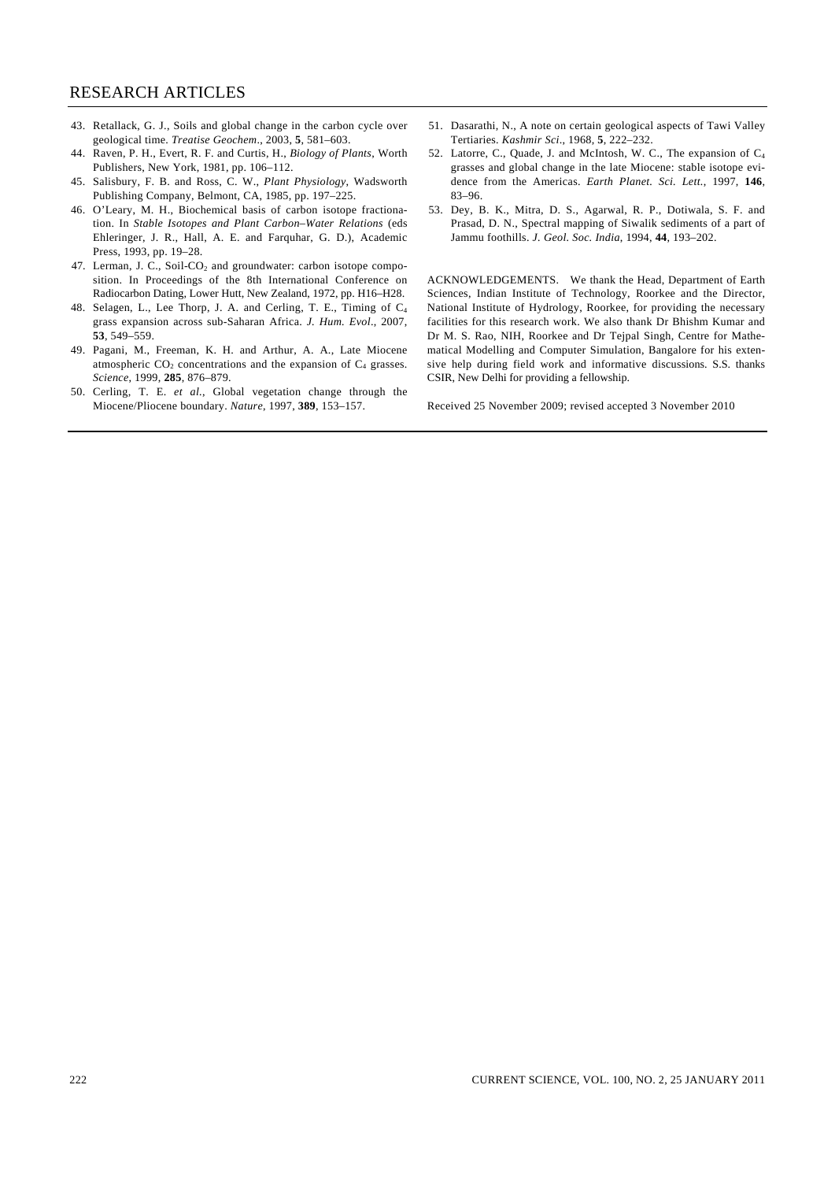43. Retallack, G. J., Soils and global change in the carbon cycle over geological time. *Treatise Geochem*., 2003, **5**, 581–603.
44. Raven, P. H., Evert, R. F. and Curtis, H., *Biology of Plants*, Worth Publishers, New York, 1981, pp. 106–112.
45. Salisbury, F. B. and Ross, C. W., *Plant Physiology*, Wadsworth Publishing Company, Belmont, CA, 1985, pp. 197–225.
46. O'Leary, M. H., Biochemical basis of carbon isotope fractionation. In *Stable Isotopes and Plant Carbon–Water Relations* (eds Ehleringer, J. R., Hall, A. E. and Farquhar, G. D.), Academic Press, 1993, pp. 19–28.
47. Lerman, J. C., Soil-$CO_2$ and groundwater: carbon isotope composition. In Proceedings of the 8th International Conference on Radiocarbon Dating, Lower Hutt, New Zealand, 1972, pp. H16–H28.
48. Selagen, L., Lee Thorp, J. A. and Cerling, T. E., Timing of $C_4$ grass expansion across sub-Saharan Africa. *J. Hum. Evol*., 2007, **53**, 549–559.
49. Pagani, M., Freeman, K. H. and Arthur, A. A., Late Miocene atmospheric $CO_2$ concentrations and the expansion of $C_4$ grasses. *Science*, 1999, **285**, 876–879.
50. Cerling, T. E. *et al.*, Global vegetation change through the Miocene/Pliocene boundary. *Nature*, 1997, **389**, 153–157.
51. Dasarathi, N., A note on certain geological aspects of Tawi Valley Tertiaries. *Kashmir Sci*., 1968, **5**, 222–232.
52. Latorre, C., Quade, J. and McIntosh, W. C., The expansion of $C_4$ grasses and global change in the late Miocene: stable isotope evidence from the Americas. *Earth Planet. Sci. Lett.*, 1997, **146**, 83–96.
53. Dey, B. K., Mitra, D. S., Agarwal, R. P., Dotiwala, S. F. and Prasad, D. N., Spectral mapping of Siwalik sediments of a part of Jammu foothills. *J. Geol. Soc. India*, 1994, **44**, 193–202.

ACKNOWLEDGEMENTS. We thank the Head, Department of Earth Sciences, Indian Institute of Technology, Roorkee and the Director, National Institute of Hydrology, Roorkee, for providing the necessary facilities for this research work. We also thank Dr Bhishm Kumar and Dr M. S. Rao, NIH, Roorkee and Dr Tejpal Singh, Centre for Mathematical Modelling and Computer Simulation, Bangalore for his extensive help during field work and informative discussions. S.S. thanks CSIR, New Delhi for providing a fellowship.

Received 25 November 2009; revised accepted 3 November 2010